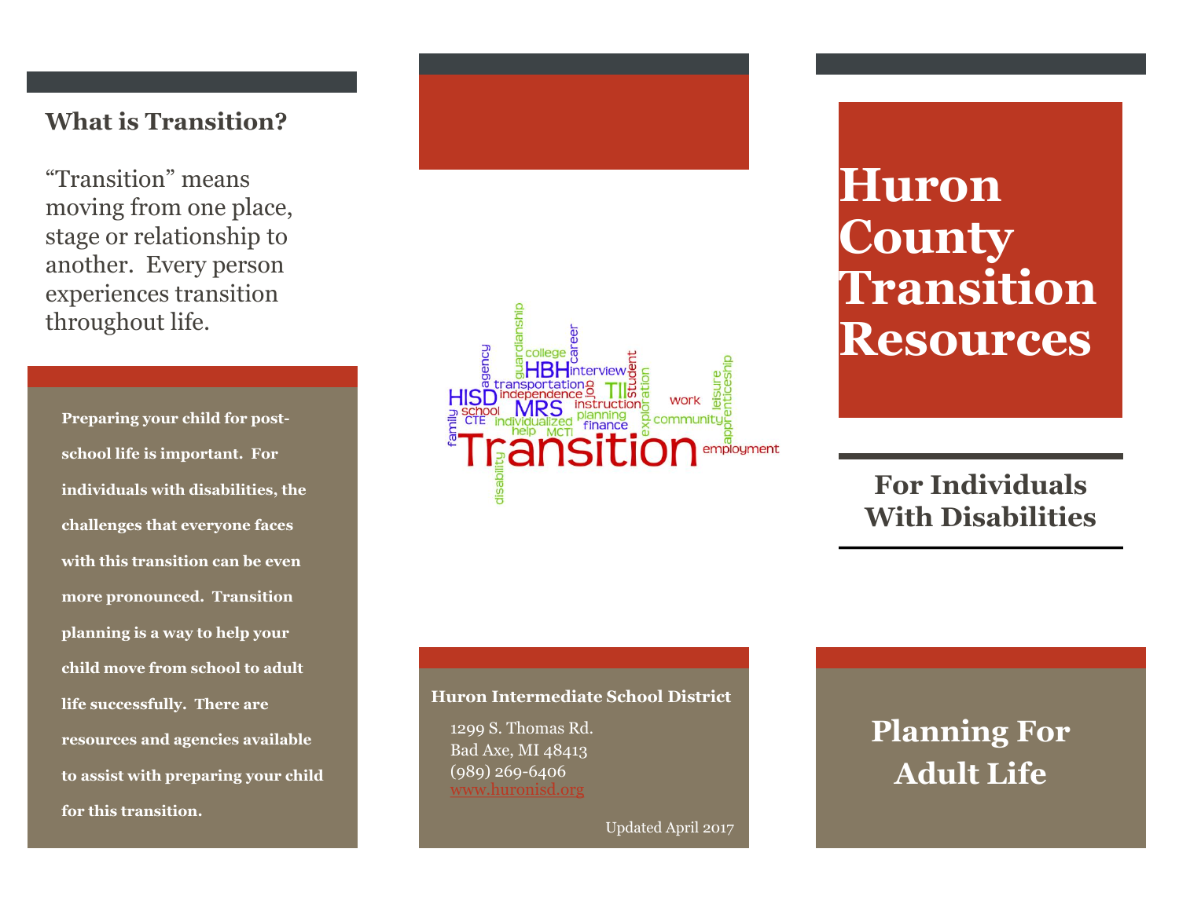## What is Transition?

"Transition" means moving from one place, stage or relationship to another. Every person experiences transition throughout life.

**Preparing your child for post-school life is important. For individuals with disabilities, the challenges that everyone faces with this transition can be even more pronounced. Transition planning is a way to help your child move from school to adult life successfully. There are resources and agencies available to assist with preparing your child for this transition.**

**Huron Intermediate School District**

1299 S. Thomas Rd.
Bad Axe, MI 48413
(989) 269-6406
www.huronisd.org

Updated April 2017

# Huron County Transition Resources

## For Individuals With Disabilities

## Planning For Adult Life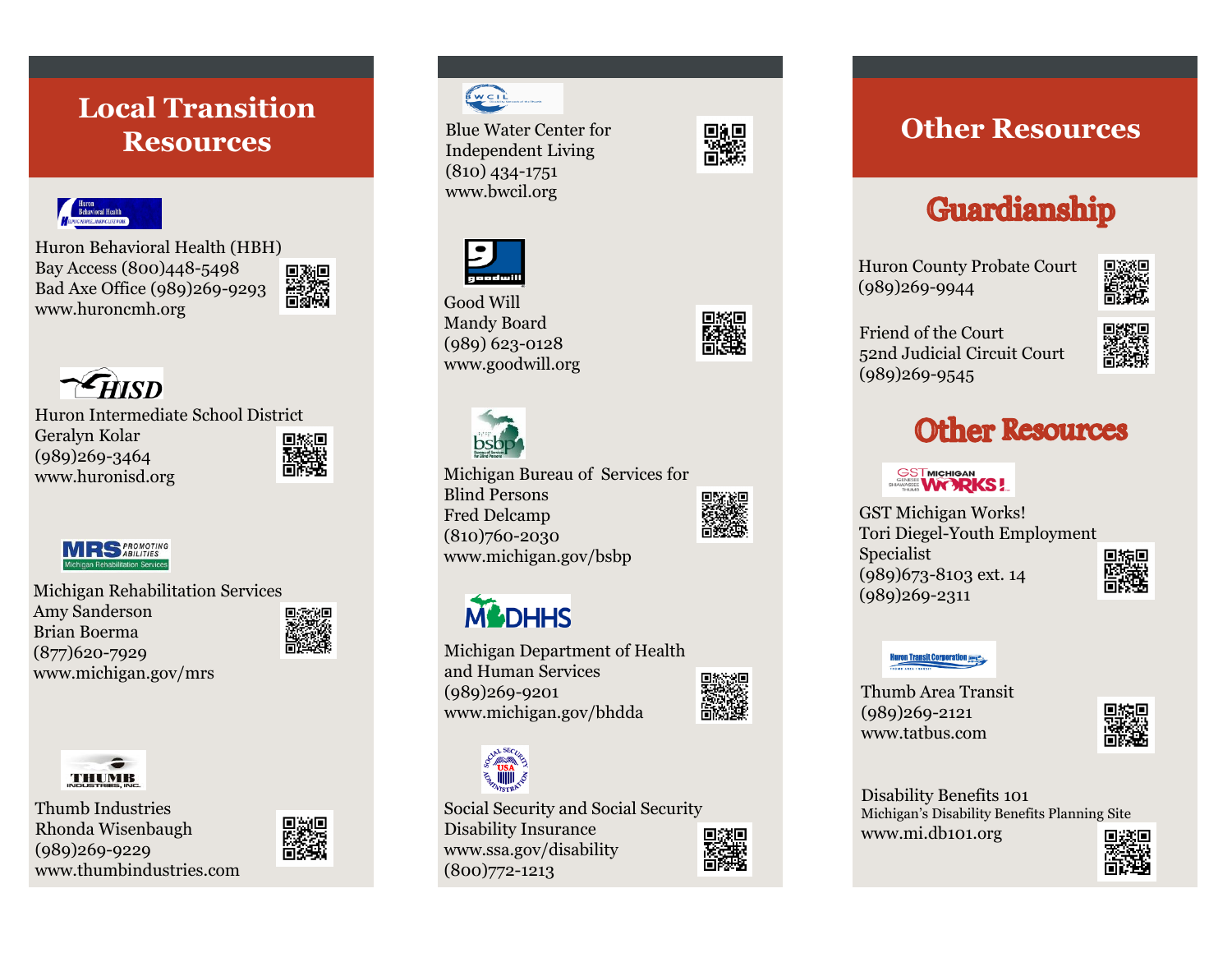# Local Transition Resources

Huron Behavioral Health (HBH)
Bay Access (800)448-5498
Bad Axe Office (989)269-9293
www.huroncmh.org

Huron Intermediate School District
Geralyn Kolar
(989)269-3464
www.huronisd.org

Michigan Rehabilitation Services
Amy Sanderson
Brian Boerma
(877)620-7929
www.michigan.gov/mrs

Thumb Industries
Rhonda Wisenbaugh
(989)269-9229
www.thumbindustries.com

Blue Water Center for Independent Living
(810) 434-1751
www.bwcil.org

Good Will
Mandy Board
(989) 623-0128
www.goodwill.org

Michigan Bureau of Services for Blind Persons
Fred Delcamp
(810)760-2030
www.michigan.gov/bsbp

Michigan Department of Health and Human Services
(989)269-9201
www.michigan.gov/bhdda

Social Security and Social Security Disability Insurance
www.ssa.gov/disability
(800)772-1213

# Other Resources

## Guardianship

Huron County Probate Court
(989)269-9944

Friend of the Court
52nd Judicial Circuit Court
(989)269-9545

## Other Resources

GST Michigan Works!
Tori Diegel-Youth Employment Specialist
(989)673-8103 ext. 14
(989)269-2311

Thumb Area Transit
(989)269-2121
www.tatbus.com

Disability Benefits 101
Michigan's Disability Benefits Planning Site
www.mi.db101.org